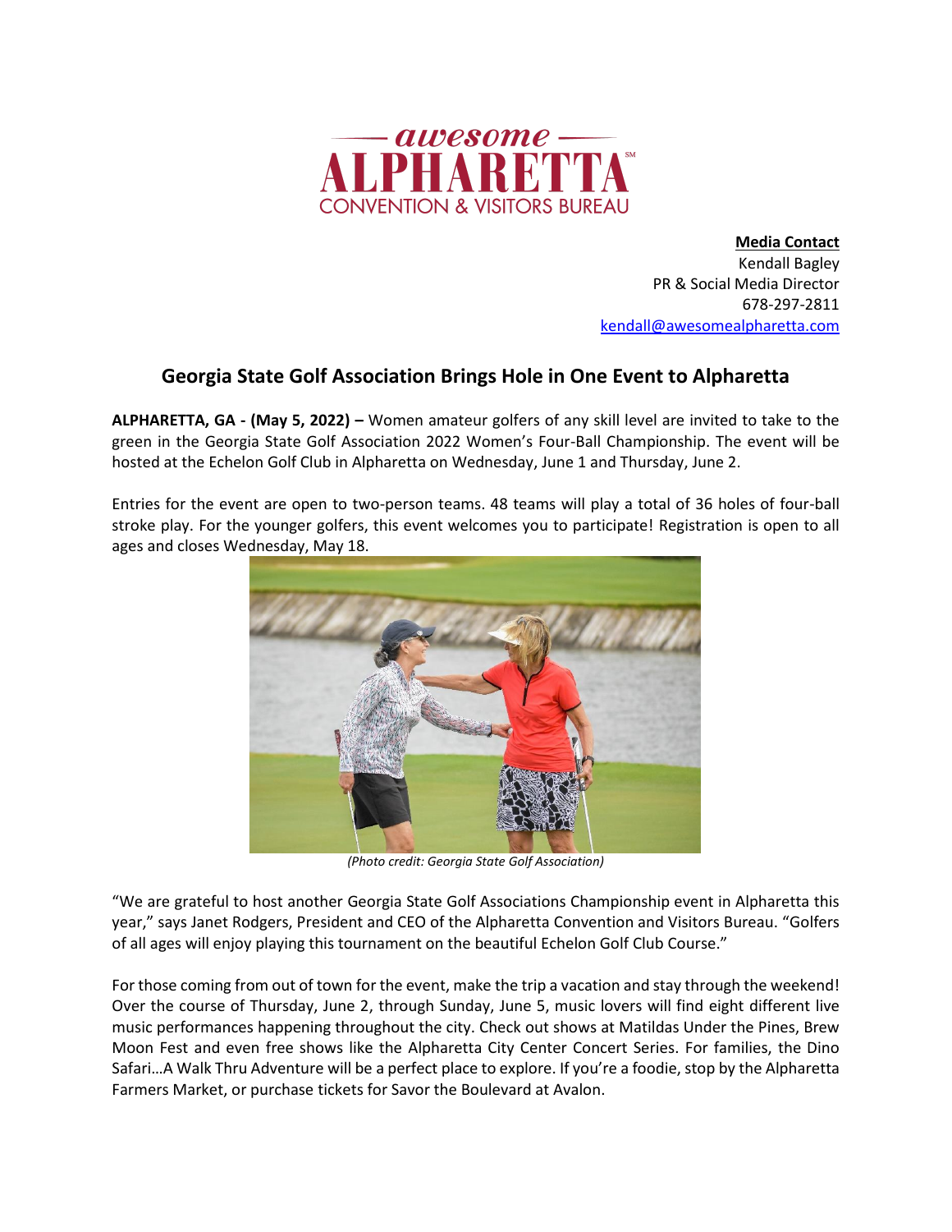**Media Contact**
Kendall Bagley
PR & Social Media Director
678-297-2811
kendall@awesomealpharetta.com

## Georgia State Golf Association Brings Hole in One Event to Alpharetta

**ALPHARETTA, GA - (May 5, 2022) –** Women amateur golfers of any skill level are invited to take to the green in the Georgia State Golf Association 2022 Women's Four-Ball Championship. The event will be hosted at the Echelon Golf Club in Alpharetta on Wednesday, June 1 and Thursday, June 2.

Entries for the event are open to two-person teams. 48 teams will play a total of 36 holes of four-ball stroke play. For the younger golfers, this event welcomes you to participate! Registration is open to all ages and closes Wednesday, May 18.

*(Photo credit: Georgia State Golf Association)*

"We are grateful to host another Georgia State Golf Associations Championship event in Alpharetta this year," says Janet Rodgers, President and CEO of the Alpharetta Convention and Visitors Bureau. "Golfers of all ages will enjoy playing this tournament on the beautiful Echelon Golf Club Course."

For those coming from out of town for the event, make the trip a vacation and stay through the weekend! Over the course of Thursday, June 2, through Sunday, June 5, music lovers will find eight different live music performances happening throughout the city. Check out shows at Matildas Under the Pines, Brew Moon Fest and even free shows like the Alpharetta City Center Concert Series. For families, the Dino Safari…A Walk Thru Adventure will be a perfect place to explore. If you're a foodie, stop by the Alpharetta Farmers Market, or purchase tickets for Savor the Boulevard at Avalon.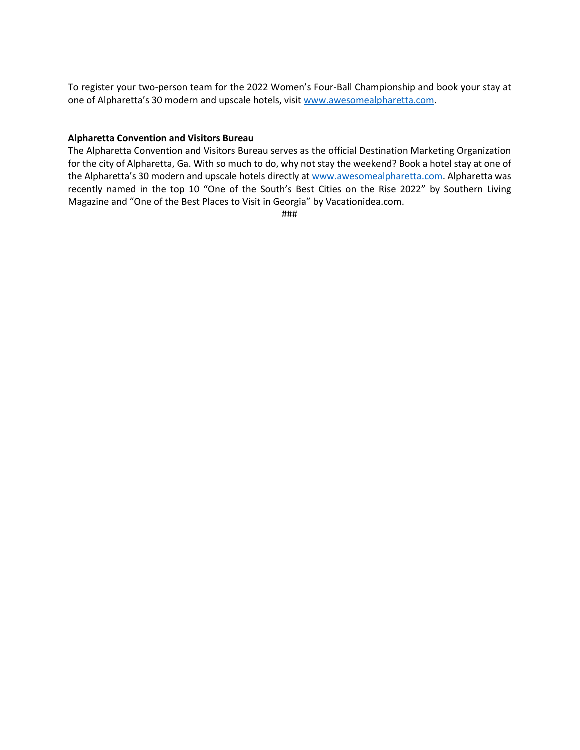To register your two-person team for the 2022 Women's Four-Ball Championship and book your stay at one of Alpharetta's 30 modern and upscale hotels, visit www.awesomealpharetta.com.

**Alpharetta Convention and Visitors Bureau**

The Alpharetta Convention and Visitors Bureau serves as the official Destination Marketing Organization for the city of Alpharetta, Ga. With so much to do, why not stay the weekend? Book a hotel stay at one of the Alpharetta's 30 modern and upscale hotels directly at www.awesomealpharetta.com. Alpharetta was recently named in the top 10 "One of the South's Best Cities on the Rise 2022" by Southern Living Magazine and "One of the Best Places to Visit in Georgia" by Vacationidea.com.

###